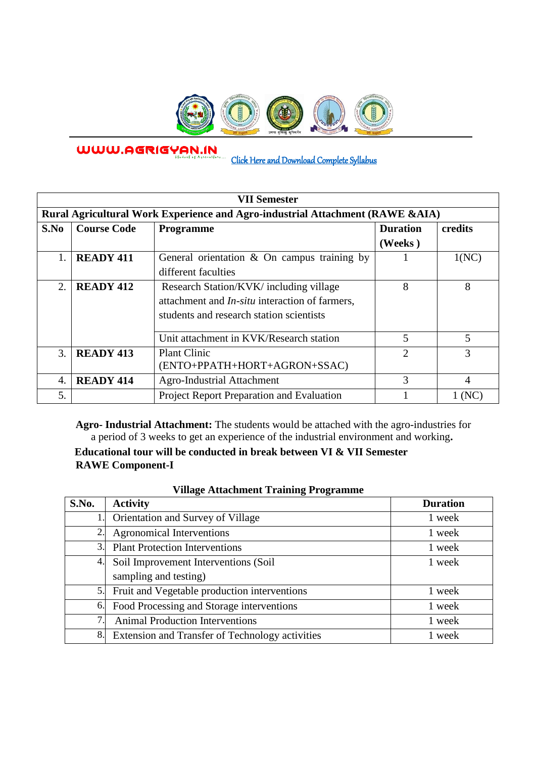WWW.AGRIGYAN.IN [Click Here and Download Complete Syllabus]

| VII Semester | | | | |
|---|---|---|---|---|
| **Rural Agricultural Work Experience and Agro-industrial Attachment (RAWE &AIA)** | | | | |
| **S.No** | **Course Code** | **Programme** | **Duration (Weeks )** | **credits** |
| 1. | **READY 411** | General orientation & On campus training by different faculties | 1 | 1(NC) |
| 2. | **READY 412** | Research Station/KVK/ including village attachment and *In-situ* interaction of farmers, students and research station scientists | 8 | 8 |
| | | Unit attachment in KVK/Research station | 5 | 5 |
| 3. | **READY 413** | Plant Clinic (ENTO+PPATH+HORT+AGRON+SSAC) | 2 | 3 |
| 4. | **READY 414** | Agro-Industrial Attachment | 3 | 4 |
| 5. | | Project Report Preparation and Evaluation | 1 | 1 (NC) |

**Agro- Industrial Attachment:** The students would be attached with the agro-industries for a period of 3 weeks to get an experience of the industrial environment and working**.**

**Educational tour will be conducted in break between VI & VII Semester**

**RAWE Component-I**

**Village Attachment Training Programme**

| **S.No.** | **Activity** | **Duration** |
|---|---|---|
| 1. | Orientation and Survey of Village | 1 week |
| 2. | Agronomical Interventions | 1 week |
| 3. | Plant Protection Interventions | 1 week |
| 4. | Soil Improvement Interventions (Soil sampling and testing) | 1 week |
| 5. | Fruit and Vegetable production interventions | 1 week |
| 6. | Food Processing and Storage interventions | 1 week |
| 7. | Animal Production Interventions | 1 week |
| 8. | Extension and Transfer of Technology activities | 1 week |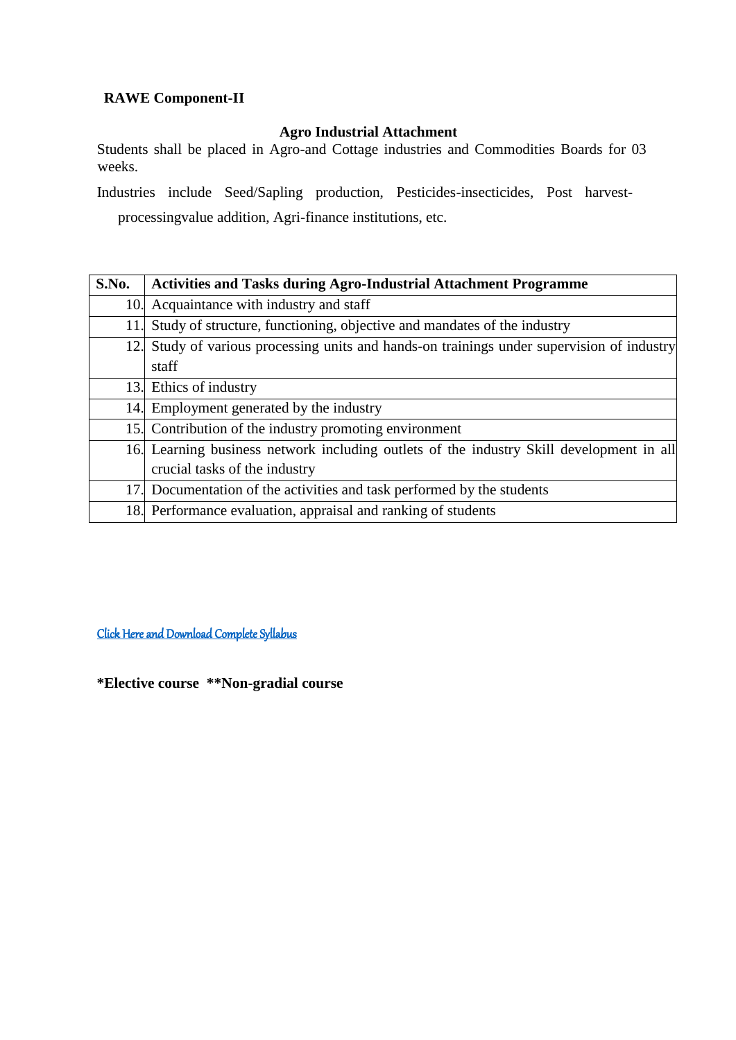**RAWE Component-II**

**Agro Industrial Attachment**

Students shall be placed in Agro-and Cottage industries and Commodities Boards for 03 weeks.

Industries include Seed/Sapling production, Pesticides-insecticides, Post harvest-processingvalue addition, Agri-finance institutions, etc.

| S.No. | Activities and Tasks during Agro-Industrial Attachment Programme |
|---|---|
| 10. | Acquaintance with industry and staff |
| 11. | Study of structure, functioning, objective and mandates of the industry |
| 12. | Study of various processing units and hands-on trainings under supervision of industry staff |
| 13. | Ethics of industry |
| 14. | Employment generated by the industry |
| 15. | Contribution of the industry promoting environment |
| 16. | Learning business network including outlets of the industry Skill development in all crucial tasks of the industry |
| 17. | Documentation of the activities and task performed by the students |
| 18. | Performance evaluation, appraisal and ranking of students |

Click Here and Download Complete Syllabus

**\*Elective course \*\*Non-gradial course**